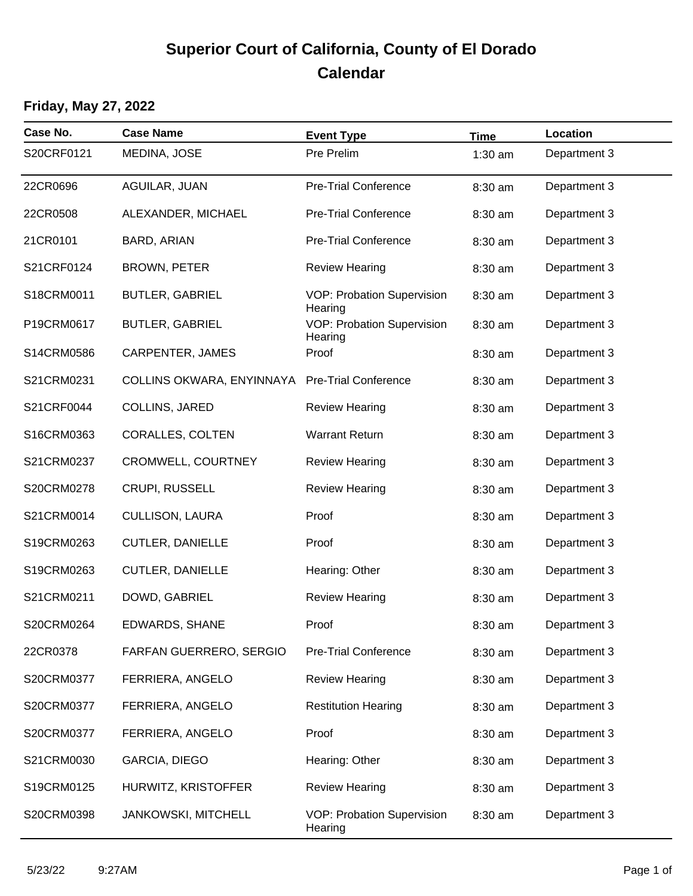# Superior Court of California, County of El Dorado
# Calendar

## Friday, May 27, 2022

| Case No. | Case Name | Event Type | Time | Location |
|---|---|---|---|---|
| S20CRF0121 | MEDINA, JOSE | Pre Prelim | 1:30 am | Department 3 |
| 22CR0696 | AGUILAR, JUAN | Pre-Trial Conference | 8:30 am | Department 3 |
| 22CR0508 | ALEXANDER, MICHAEL | Pre-Trial Conference | 8:30 am | Department 3 |
| 21CR0101 | BARD, ARIAN | Pre-Trial Conference | 8:30 am | Department 3 |
| S21CRF0124 | BROWN, PETER | Review Hearing | 8:30 am | Department 3 |
| S18CRM0011 | BUTLER, GABRIEL | VOP: Probation Supervision Hearing | 8:30 am | Department 3 |
| P19CRM0617 | BUTLER, GABRIEL | VOP: Probation Supervision Hearing | 8:30 am | Department 3 |
| S14CRM0586 | CARPENTER, JAMES | Proof | 8:30 am | Department 3 |
| S21CRM0231 | COLLINS OKWARA, ENYINNAYA | Pre-Trial Conference | 8:30 am | Department 3 |
| S21CRF0044 | COLLINS, JARED | Review Hearing | 8:30 am | Department 3 |
| S16CRM0363 | CORALLES, COLTEN | Warrant Return | 8:30 am | Department 3 |
| S21CRM0237 | CROMWELL, COURTNEY | Review Hearing | 8:30 am | Department 3 |
| S20CRM0278 | CRUPI, RUSSELL | Review Hearing | 8:30 am | Department 3 |
| S21CRM0014 | CULLISON, LAURA | Proof | 8:30 am | Department 3 |
| S19CRM0263 | CUTLER, DANIELLE | Proof | 8:30 am | Department 3 |
| S19CRM0263 | CUTLER, DANIELLE | Hearing: Other | 8:30 am | Department 3 |
| S21CRM0211 | DOWD, GABRIEL | Review Hearing | 8:30 am | Department 3 |
| S20CRM0264 | EDWARDS, SHANE | Proof | 8:30 am | Department 3 |
| 22CR0378 | FARFAN GUERRERO, SERGIO | Pre-Trial Conference | 8:30 am | Department 3 |
| S20CRM0377 | FERRIERA, ANGELO | Review Hearing | 8:30 am | Department 3 |
| S20CRM0377 | FERRIERA, ANGELO | Restitution Hearing | 8:30 am | Department 3 |
| S20CRM0377 | FERRIERA, ANGELO | Proof | 8:30 am | Department 3 |
| S21CRM0030 | GARCIA, DIEGO | Hearing: Other | 8:30 am | Department 3 |
| S19CRM0125 | HURWITZ, KRISTOFFER | Review Hearing | 8:30 am | Department 3 |
| S20CRM0398 | JANKOWSKI, MITCHELL | VOP: Probation Supervision Hearing | 8:30 am | Department 3 |

5/23/22 9:27AM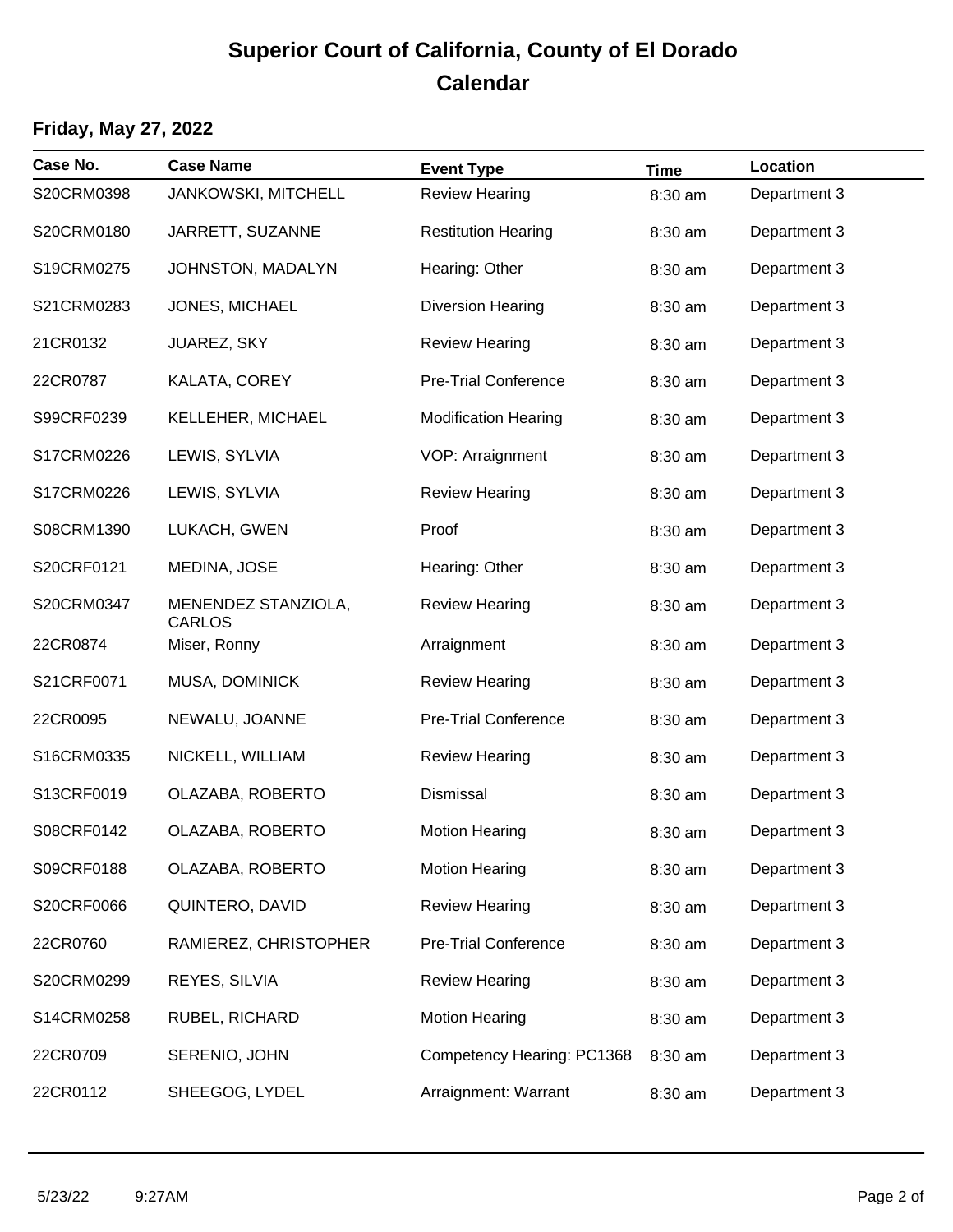# Superior Court of California, County of El Dorado
# Calendar

### Friday, May 27, 2022

| Case No. | Case Name | Event Type | Time | Location |
|---|---|---|---|---|
| S20CRM0398 | JANKOWSKI, MITCHELL | Review Hearing | 8:30 am | Department 3 |
| S20CRM0180 | JARRETT, SUZANNE | Restitution Hearing | 8:30 am | Department 3 |
| S19CRM0275 | JOHNSTON, MADALYN | Hearing: Other | 8:30 am | Department 3 |
| S21CRM0283 | JONES, MICHAEL | Diversion Hearing | 8:30 am | Department 3 |
| 21CR0132 | JUAREZ, SKY | Review Hearing | 8:30 am | Department 3 |
| 22CR0787 | KALATA, COREY | Pre-Trial Conference | 8:30 am | Department 3 |
| S99CRF0239 | KELLEHER, MICHAEL | Modification Hearing | 8:30 am | Department 3 |
| S17CRM0226 | LEWIS, SYLVIA | VOP: Arraignment | 8:30 am | Department 3 |
| S17CRM0226 | LEWIS, SYLVIA | Review Hearing | 8:30 am | Department 3 |
| S08CRM1390 | LUKACH, GWEN | Proof | 8:30 am | Department 3 |
| S20CRF0121 | MEDINA, JOSE | Hearing: Other | 8:30 am | Department 3 |
| S20CRM0347 | MENENDEZ STANZIOLA, CARLOS | Review Hearing | 8:30 am | Department 3 |
| 22CR0874 | Miser, Ronny | Arraignment | 8:30 am | Department 3 |
| S21CRF0071 | MUSA, DOMINICK | Review Hearing | 8:30 am | Department 3 |
| 22CR0095 | NEWALU, JOANNE | Pre-Trial Conference | 8:30 am | Department 3 |
| S16CRM0335 | NICKELL, WILLIAM | Review Hearing | 8:30 am | Department 3 |
| S13CRF0019 | OLAZABA, ROBERTO | Dismissal | 8:30 am | Department 3 |
| S08CRF0142 | OLAZABA, ROBERTO | Motion Hearing | 8:30 am | Department 3 |
| S09CRF0188 | OLAZABA, ROBERTO | Motion Hearing | 8:30 am | Department 3 |
| S20CRF0066 | QUINTERO, DAVID | Review Hearing | 8:30 am | Department 3 |
| 22CR0760 | RAMIEREZ, CHRISTOPHER | Pre-Trial Conference | 8:30 am | Department 3 |
| S20CRM0299 | REYES, SILVIA | Review Hearing | 8:30 am | Department 3 |
| S14CRM0258 | RUBEL, RICHARD | Motion Hearing | 8:30 am | Department 3 |
| 22CR0709 | SERENIO, JOHN | Competency Hearing: PC1368 | 8:30 am | Department 3 |
| 22CR0112 | SHEEGOG, LYDEL | Arraignment: Warrant | 8:30 am | Department 3 |

5/23/22 9:27AM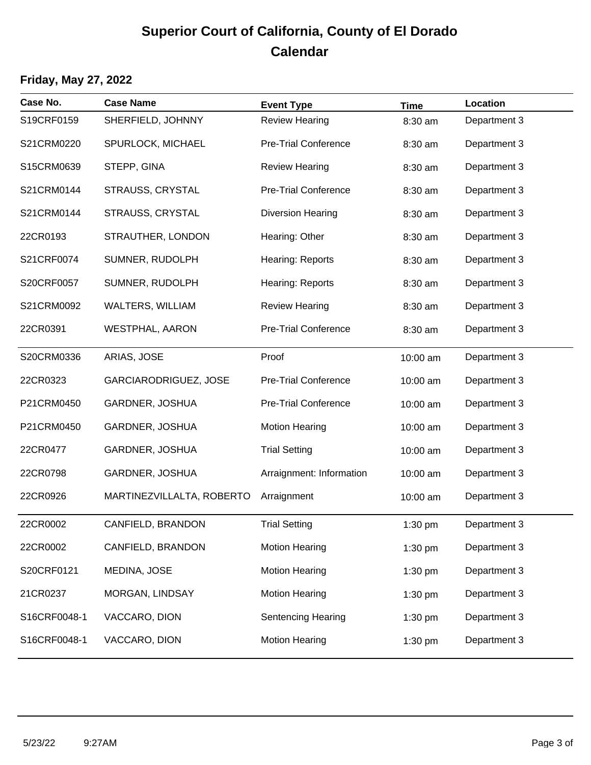# Superior Court of California, County of El Dorado
# Calendar

## Friday, May 27, 2022

| Case No. | Case Name | Event Type | Time | Location |
|---|---|---|---|---|
| S19CRF0159 | SHERFIELD, JOHNNY | Review Hearing | 8:30 am | Department 3 |
| S21CRM0220 | SPURLOCK, MICHAEL | Pre-Trial Conference | 8:30 am | Department 3 |
| S15CRM0639 | STEPP, GINA | Review Hearing | 8:30 am | Department 3 |
| S21CRM0144 | STRAUSS, CRYSTAL | Pre-Trial Conference | 8:30 am | Department 3 |
| S21CRM0144 | STRAUSS, CRYSTAL | Diversion Hearing | 8:30 am | Department 3 |
| 22CR0193 | STRAUTHER, LONDON | Hearing: Other | 8:30 am | Department 3 |
| S21CRF0074 | SUMNER, RUDOLPH | Hearing: Reports | 8:30 am | Department 3 |
| S20CRF0057 | SUMNER, RUDOLPH | Hearing: Reports | 8:30 am | Department 3 |
| S21CRM0092 | WALTERS, WILLIAM | Review Hearing | 8:30 am | Department 3 |
| 22CR0391 | WESTPHAL, AARON | Pre-Trial Conference | 8:30 am | Department 3 |
| S20CRM0336 | ARIAS, JOSE | Proof | 10:00 am | Department 3 |
| 22CR0323 | GARCIARODRIGUEZ, JOSE | Pre-Trial Conference | 10:00 am | Department 3 |
| P21CRM0450 | GARDNER, JOSHUA | Pre-Trial Conference | 10:00 am | Department 3 |
| P21CRM0450 | GARDNER, JOSHUA | Motion Hearing | 10:00 am | Department 3 |
| 22CR0477 | GARDNER, JOSHUA | Trial Setting | 10:00 am | Department 3 |
| 22CR0798 | GARDNER, JOSHUA | Arraignment: Information | 10:00 am | Department 3 |
| 22CR0926 | MARTINEZVILLALTA, ROBERTO | Arraignment | 10:00 am | Department 3 |
| 22CR0002 | CANFIELD, BRANDON | Trial Setting | 1:30 pm | Department 3 |
| 22CR0002 | CANFIELD, BRANDON | Motion Hearing | 1:30 pm | Department 3 |
| S20CRF0121 | MEDINA, JOSE | Motion Hearing | 1:30 pm | Department 3 |
| 21CR0237 | MORGAN, LINDSAY | Motion Hearing | 1:30 pm | Department 3 |
| S16CRF0048-1 | VACCARO, DION | Sentencing Hearing | 1:30 pm | Department 3 |
| S16CRF0048-1 | VACCARO, DION | Motion Hearing | 1:30 pm | Department 3 |

5/23/22 9:27AM